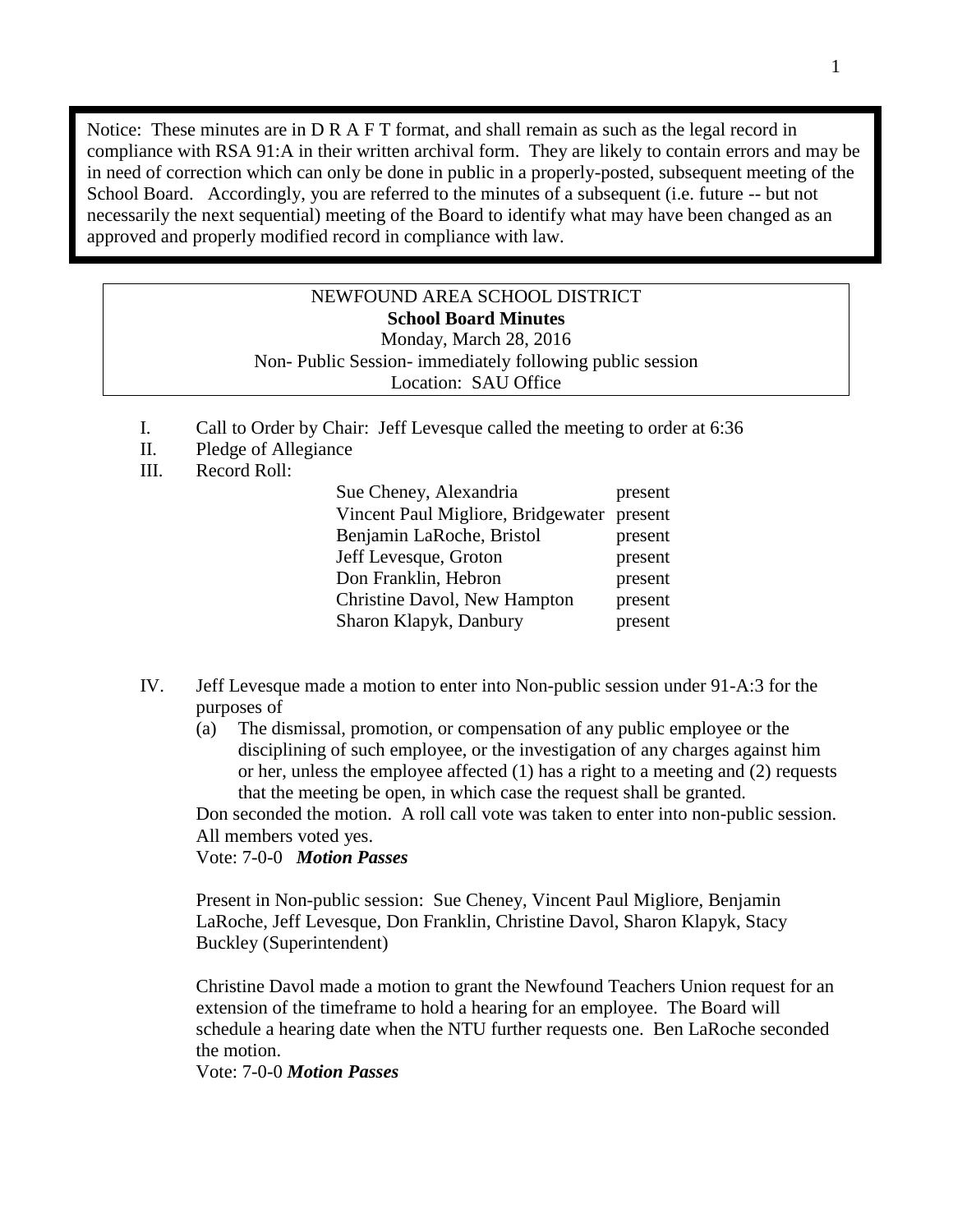Notice: These minutes are in D R A F T format, and shall remain as such as the legal record in compliance with RSA 91:A in their written archival form. They are likely to contain errors and may be in need of correction which can only be done in public in a properly-posted, subsequent meeting of the School Board. Accordingly, you are referred to the minutes of a subsequent (i.e. future -- but not necessarily the next sequential) meeting of the Board to identify what may have been changed as an approved and properly modified record in compliance with law.

NEWFOUND AREA SCHOOL DISTRICT
**School Board Minutes**
Monday, March 28, 2016
Non- Public Session- immediately following public session
Location: SAU Office

I. Call to Order by Chair: Jeff Levesque called the meeting to order at 6:36

II. Pledge of Allegiance

III. Record Roll:

| | |
|---|---|
| Sue Cheney, Alexandria | present |
| Vincent Paul Migliore, Bridgewater | present |
| Benjamin LaRoche, Bristol | present |
| Jeff Levesque, Groton | present |
| Don Franklin, Hebron | present |
| Christine Davol, New Hampton | present |
| Sharon Klapyk, Danbury | present |

IV. Jeff Levesque made a motion to enter into Non-public session under 91-A:3 for the purposes of

(a) The dismissal, promotion, or compensation of any public employee or the disciplining of such employee, or the investigation of any charges against him or her, unless the employee affected (1) has a right to a meeting and (2) requests that the meeting be open, in which case the request shall be granted.

Don seconded the motion. A roll call vote was taken to enter into non-public session. All members voted yes.

Vote: 7-0-0 ***Motion Passes***

Present in Non-public session: Sue Cheney, Vincent Paul Migliore, Benjamin LaRoche, Jeff Levesque, Don Franklin, Christine Davol, Sharon Klapyk, Stacy Buckley (Superintendent)

Christine Davol made a motion to grant the Newfound Teachers Union request for an extension of the timeframe to hold a hearing for an employee. The Board will schedule a hearing date when the NTU further requests one. Ben LaRoche seconded the motion.

Vote: 7-0-0 ***Motion Passes***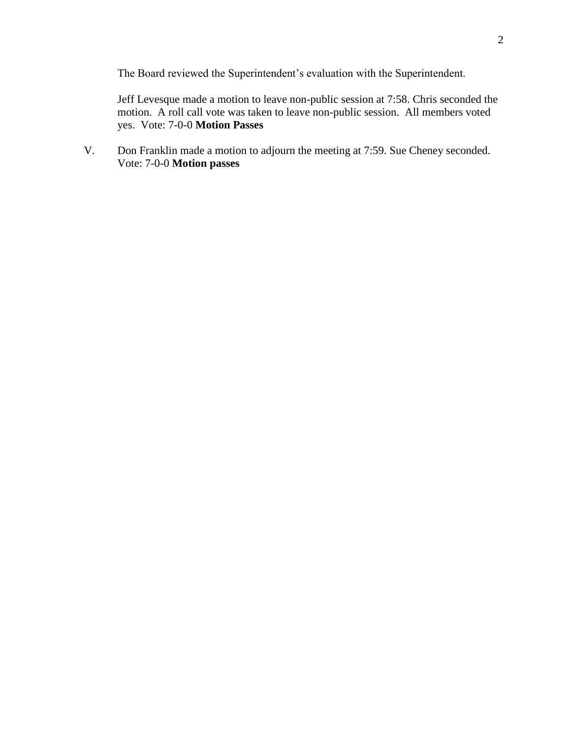The Board reviewed the Superintendent's evaluation with the Superintendent.

Jeff Levesque made a motion to leave non-public session at 7:58. Chris seconded the motion. A roll call vote was taken to leave non-public session. All members voted yes. Vote: 7-0-0 **Motion Passes**

V. Don Franklin made a motion to adjourn the meeting at 7:59. Sue Cheney seconded. Vote: 7-0-0 **Motion passes**